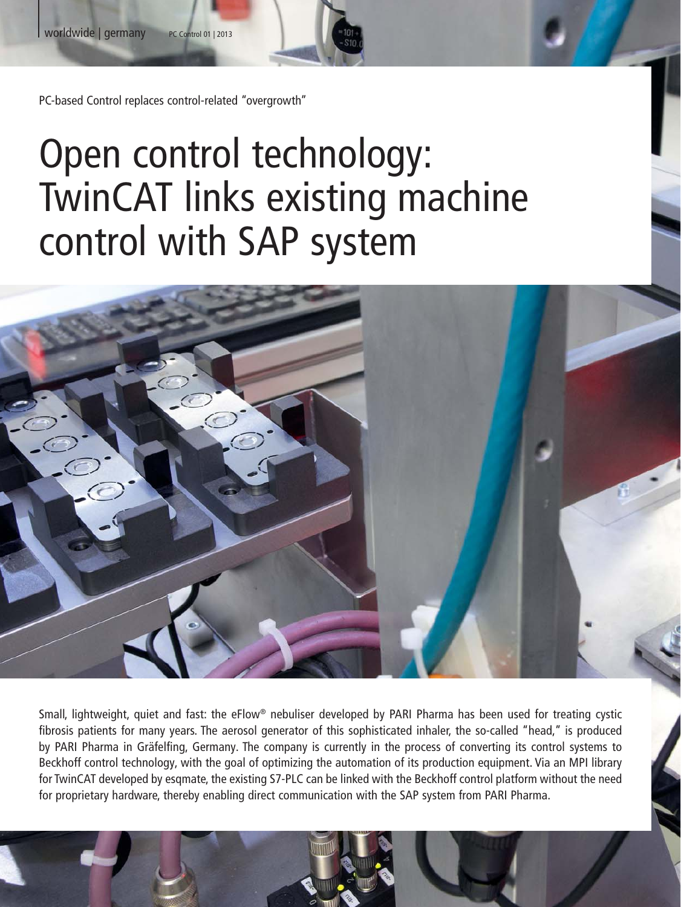PC-based Control replaces control-related "overgrowth"

# Open control technology: TwinCAT links existing machine control with SAP system

Small, lightweight, quiet and fast: the eFlow® nebuliser developed by PARI Pharma has been used for treating cystic fibrosis patients for many years. The aerosol generator of this sophisticated inhaler, the so-called "head," is produced by PARI Pharma in Gräfelfing, Germany. The company is currently in the process of converting its control systems to Beckhoff control technology, with the goal of optimizing the automation of its production equipment. Via an MPI library for TwinCAT developed by esqmate, the existing S7-PLC can be linked with the Beckhoff control platform without the need for proprietary hardware, thereby enabling direct communication with the SAP system from PARI Pharma.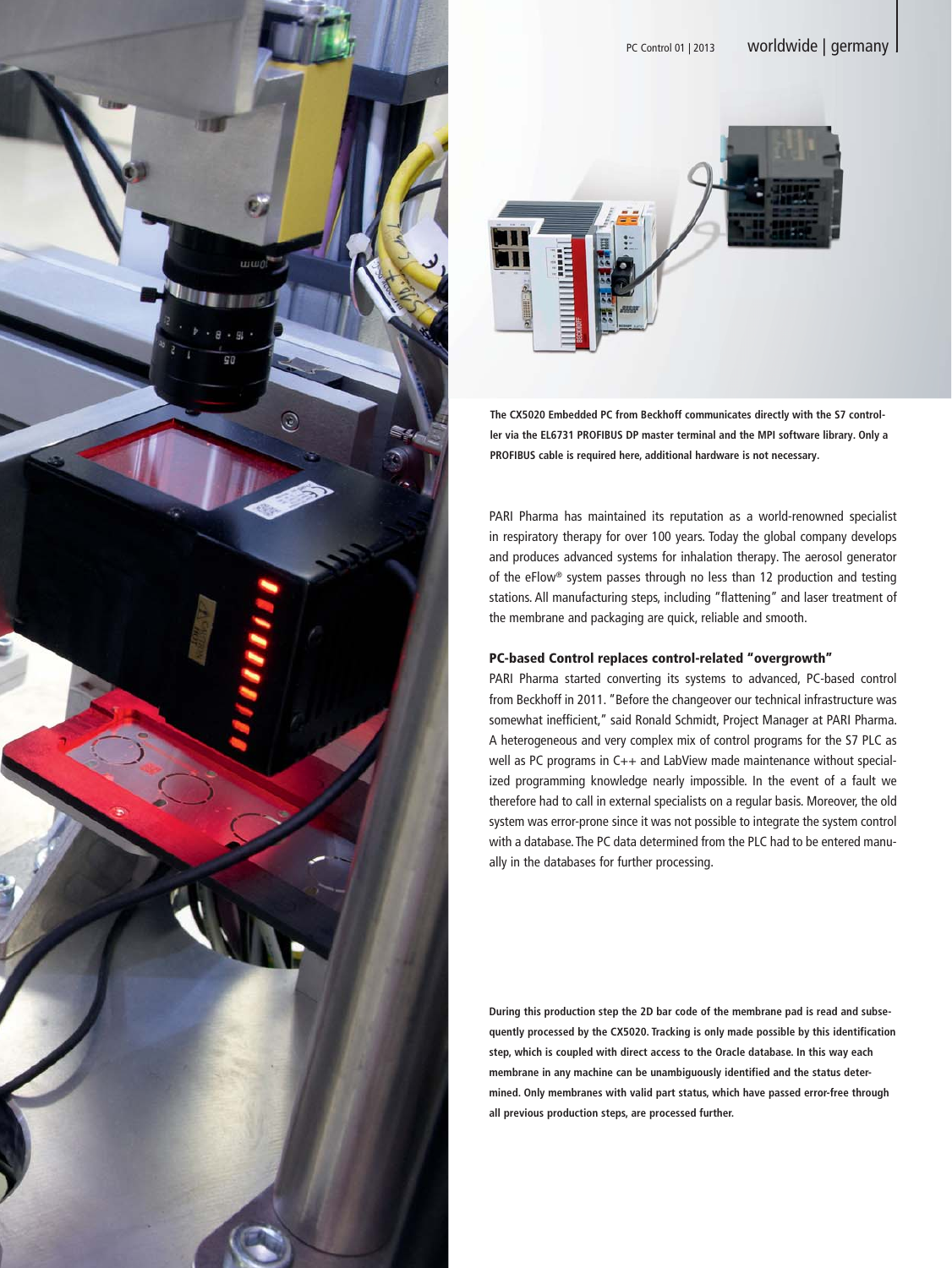The CX5020 Embedded PC from Beckhoff communicates directly with the S7 controller via the EL6731 PROFIBUS DP master terminal and the MPI software library. Only a PROFIBUS cable is required here, additional hardware is not necessary.

PARI Pharma has maintained its reputation as a world-renowned specialist in respiratory therapy for over 100 years. Today the global company develops and produces advanced systems for inhalation therapy. The aerosol generator of the eFlow® system passes through no less than 12 production and testing stations. All manufacturing steps, including "flattening" and laser treatment of the membrane and packaging are quick, reliable and smooth.

## PC-based Control replaces control-related "overgrowth"

PARI Pharma started converting its systems to advanced, PC-based control from Beckhoff in 2011. "Before the changeover our technical infrastructure was somewhat inefficient," said Ronald Schmidt, Project Manager at PARI Pharma. A heterogeneous and very complex mix of control programs for the S7 PLC as well as PC programs in C++ and LabView made maintenance without specialized programming knowledge nearly impossible. In the event of a fault we therefore had to call in external specialists on a regular basis. Moreover, the old system was error-prone since it was not possible to integrate the system control with a database. The PC data determined from the PLC had to be entered manually in the databases for further processing.

During this production step the 2D bar code of the membrane pad is read and subsequently processed by the CX5020. Tracking is only made possible by this identification step, which is coupled with direct access to the Oracle database. In this way each membrane in any machine can be unambiguously identified and the status determined. Only membranes with valid part status, which have passed error-free through all previous production steps, are processed further.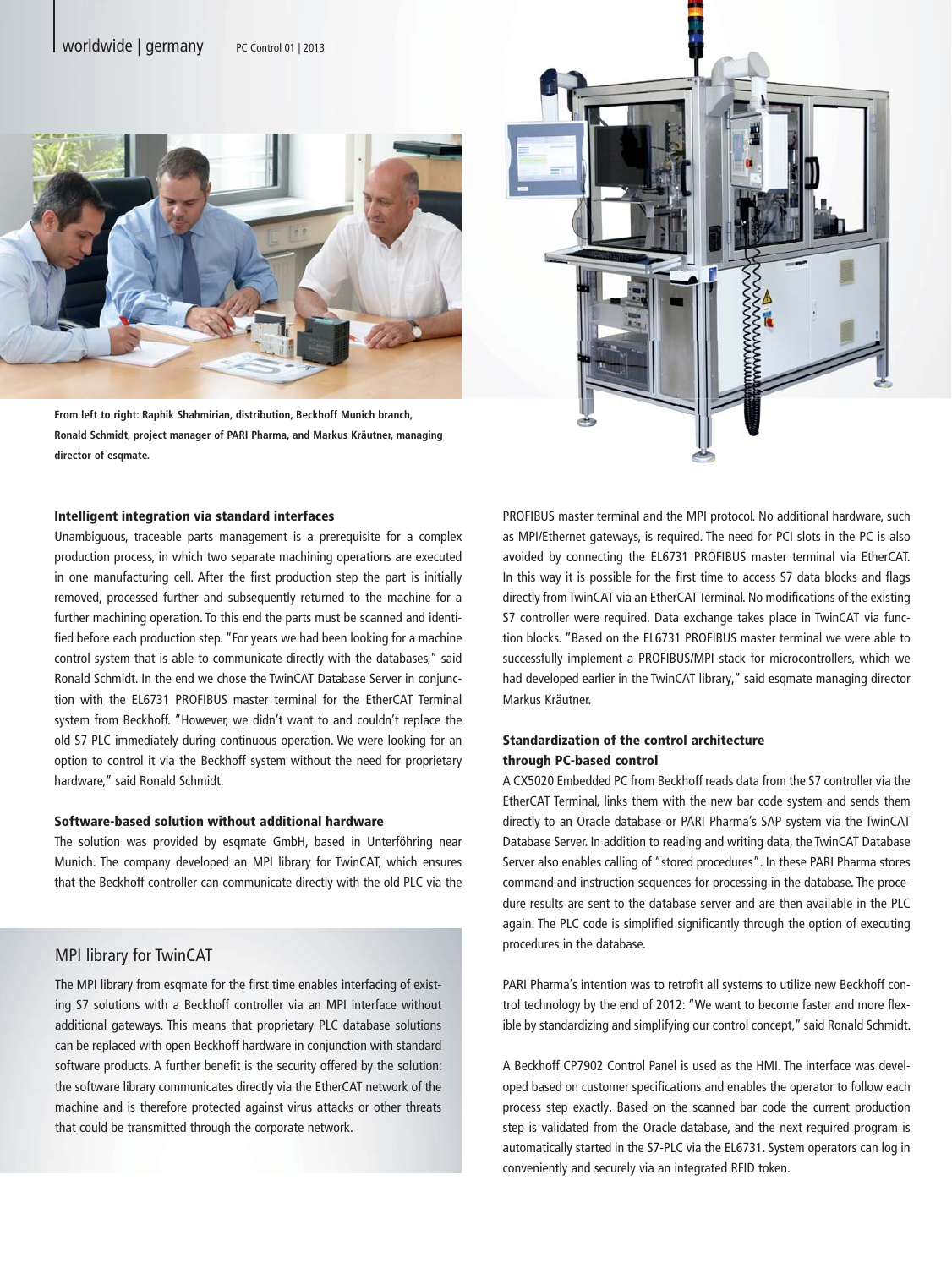From left to right: Raphik Shahmirian, distribution, Beckhoff Munich branch, Ronald Schmidt, project manager of PARI Pharma, and Markus Kräutner, managing director of esqmate.

### Intelligent integration via standard interfaces

Unambiguous, traceable parts management is a prerequisite for a complex production process, in which two separate machining operations are executed in one manufacturing cell. After the first production step the part is initially removed, processed further and subsequently returned to the machine for a further machining operation. To this end the parts must be scanned and identified before each production step. "For years we had been looking for a machine control system that is able to communicate directly with the databases," said Ronald Schmidt. In the end we chose the TwinCAT Database Server in conjunction with the EL6731 PROFIBUS master terminal for the EtherCAT Terminal system from Beckhoff. "However, we didn't want to and couldn't replace the old S7-PLC immediately during continuous operation. We were looking for an option to control it via the Beckhoff system without the need for proprietary hardware," said Ronald Schmidt.

### Software-based solution without additional hardware

The solution was provided by esqmate GmbH, based in Unterföhring near Munich. The company developed an MPI library for TwinCAT, which ensures that the Beckhoff controller can communicate directly with the old PLC via the PROFIBUS master terminal and the MPI protocol. No additional hardware, such as MPI/Ethernet gateways, is required. The need for PCI slots in the PC is also avoided by connecting the EL6731 PROFIBUS master terminal via EtherCAT. In this way it is possible for the first time to access S7 data blocks and flags directly from TwinCAT via an EtherCAT Terminal. No modifications of the existing S7 controller were required. Data exchange takes place in TwinCAT via function blocks. "Based on the EL6731 PROFIBUS master terminal we were able to successfully implement a PROFIBUS/MPI stack for microcontrollers, which we had developed earlier in the TwinCAT library," said esqmate managing director Markus Kräutner.

## MPI library for TwinCAT

The MPI library from esqmate for the first time enables interfacing of existing S7 solutions with a Beckhoff controller via an MPI interface without additional gateways. This means that proprietary PLC database solutions can be replaced with open Beckhoff hardware in conjunction with standard software products. A further benefit is the security offered by the solution: the software library communicates directly via the EtherCAT network of the machine and is therefore protected against virus attacks or other threats that could be transmitted through the corporate network.

### Standardization of the control architecture through PC-based control

A CX5020 Embedded PC from Beckhoff reads data from the S7 controller via the EtherCAT Terminal, links them with the new bar code system and sends them directly to an Oracle database or PARI Pharma's SAP system via the TwinCAT Database Server. In addition to reading and writing data, the TwinCAT Database Server also enables calling of "stored procedures". In these PARI Pharma stores command and instruction sequences for processing in the database. The procedure results are sent to the database server and are then available in the PLC again. The PLC code is simplified significantly through the option of executing procedures in the database.

PARI Pharma's intention was to retrofit all systems to utilize new Beckhoff control technology by the end of 2012: "We want to become faster and more flexible by standardizing and simplifying our control concept," said Ronald Schmidt.

A Beckhoff CP7902 Control Panel is used as the HMI. The interface was developed based on customer specifications and enables the operator to follow each process step exactly. Based on the scanned bar code the current production step is validated from the Oracle database, and the next required program is automatically started in the S7-PLC via the EL6731. System operators can log in conveniently and securely via an integrated RFID token.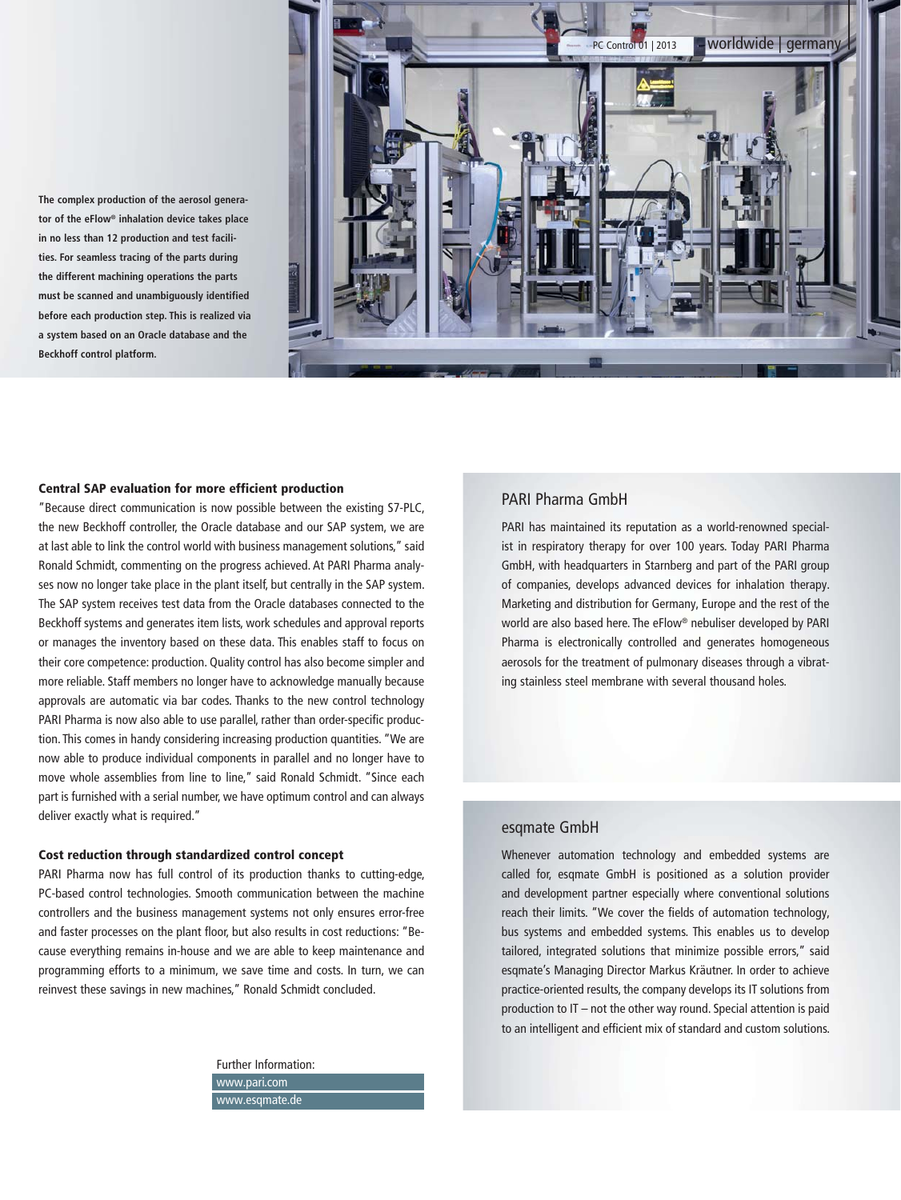The complex production of the aerosol generator of the eFlow® inhalation device takes place in no less than 12 production and test facilities. For seamless tracing of the parts during the different machining operations the parts must be scanned and unambiguously identified before each production step. This is realized via a system based on an Oracle database and the Beckhoff control platform.

### Central SAP evaluation for more efficient production

"Because direct communication is now possible between the existing S7-PLC, the new Beckhoff controller, the Oracle database and our SAP system, we are at last able to link the control world with business management solutions," said Ronald Schmidt, commenting on the progress achieved. At PARI Pharma analyses now no longer take place in the plant itself, but centrally in the SAP system. The SAP system receives test data from the Oracle databases connected to the Beckhoff systems and generates item lists, work schedules and approval reports or manages the inventory based on these data. This enables staff to focus on their core competence: production. Quality control has also become simpler and more reliable. Staff members no longer have to acknowledge manually because approvals are automatic via bar codes. Thanks to the new control technology PARI Pharma is now also able to use parallel, rather than order-specific production. This comes in handy considering increasing production quantities. "We are now able to produce individual components in parallel and no longer have to move whole assemblies from line to line," said Ronald Schmidt. "Since each part is furnished with a serial number, we have optimum control and can always deliver exactly what is required."

### Cost reduction through standardized control concept

PARI Pharma now has full control of its production thanks to cutting-edge, PC-based control technologies. Smooth communication between the machine controllers and the business management systems not only ensures error-free and faster processes on the plant floor, but also results in cost reductions: "Because everything remains in-house and we are able to keep maintenance and programming efforts to a minimum, we save time and costs. In turn, we can reinvest these savings in new machines," Ronald Schmidt concluded.

Further Information:
www.pari.com
www.esqmate.de

## PARI Pharma GmbH

PARI has maintained its reputation as a world-renowned specialist in respiratory therapy for over 100 years. Today PARI Pharma GmbH, with headquarters in Starnberg and part of the PARI group of companies, develops advanced devices for inhalation therapy. Marketing and distribution for Germany, Europe and the rest of the world are also based here. The eFlow® nebuliser developed by PARI Pharma is electronically controlled and generates homogeneous aerosols for the treatment of pulmonary diseases through a vibrating stainless steel membrane with several thousand holes.

## esqmate GmbH

Whenever automation technology and embedded systems are called for, esqmate GmbH is positioned as a solution provider and development partner especially where conventional solutions reach their limits. "We cover the fields of automation technology, bus systems and embedded systems. This enables us to develop tailored, integrated solutions that minimize possible errors," said esqmate's Managing Director Markus Kräutner. In order to achieve practice-oriented results, the company develops its IT solutions from production to IT – not the other way round. Special attention is paid to an intelligent and efficient mix of standard and custom solutions.